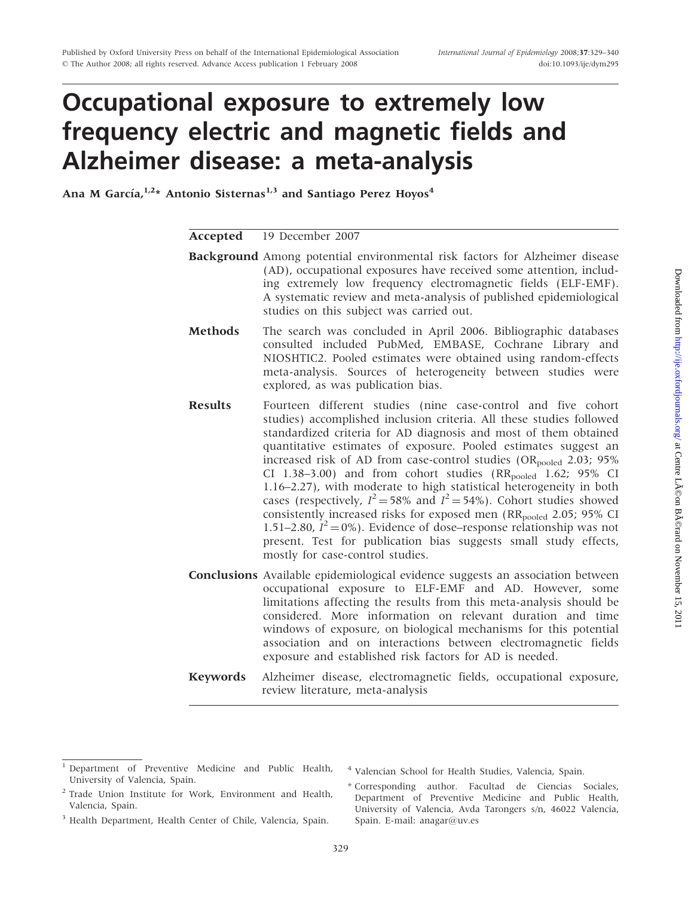# Occupational exposure to extremely low frequency electric and magnetic fields and Alzheimer disease: a meta-analysis

**Ana M García,**[1,2]* **Antonio Sisternas**[1,3] **and Santiago Perez Hoyos**[4]

**Accepted** 19 December 2007

**Background** Among potential environmental risk factors for Alzheimer disease (AD), occupational exposures have received some attention, including extremely low frequency electromagnetic fields (ELF-EMF). A systematic review and meta-analysis of published epidemiological studies on this subject was carried out.

**Methods** The search was concluded in April 2006. Bibliographic databases consulted included PubMed, EMBASE, Cochrane Library and NIOSHTIC2. Pooled estimates were obtained using random-effects meta-analysis. Sources of heterogeneity between studies were explored, as was publication bias.

**Results** Fourteen different studies (nine case-control and five cohort studies) accomplished inclusion criteria. All these studies followed standardized criteria for AD diagnosis and most of them obtained quantitative estimates of exposure. Pooled estimates suggest an increased risk of AD from case-control studies ($OR_{pooled}$ 2.03; 95% CI 1.38–3.00) and from cohort studies ($RR_{pooled}$ 1.62; 95% CI 1.16–2.27), with moderate to high statistical heterogeneity in both cases (respectively, $I^2 = 58\%$ and $I^2 = 54\%$). Cohort studies showed consistently increased risks for exposed men ($RR_{pooled}$ 2.05; 95% CI 1.51–2.80, $I^2 = 0\%$). Evidence of dose–response relationship was not present. Test for publication bias suggests small study effects, mostly for case-control studies.

**Conclusions** Available epidemiological evidence suggests an association between occupational exposure to ELF-EMF and AD. However, some limitations affecting the results from this meta-analysis should be considered. More information on relevant duration and time windows of exposure, on biological mechanisms for this potential association and on interactions between electromagnetic fields exposure and established risk factors for AD is needed.

**Keywords** Alzheimer disease, electromagnetic fields, occupational exposure, review literature, meta-analysis

---

[1] Department of Preventive Medicine and Public Health, University of Valencia, Spain.

[2] Trade Union Institute for Work, Environment and Health, Valencia, Spain.

[3] Health Department, Health Center of Chile, Valencia, Spain.

[4] Valencian School for Health Studies, Valencia, Spain.

\* Corresponding author. Facultad de Ciencias Sociales, Department of Preventive Medicine and Public Health, University of Valencia, Avda Tarongers s/n, 46022 Valencia, Spain. E-mail: anagar@uv.es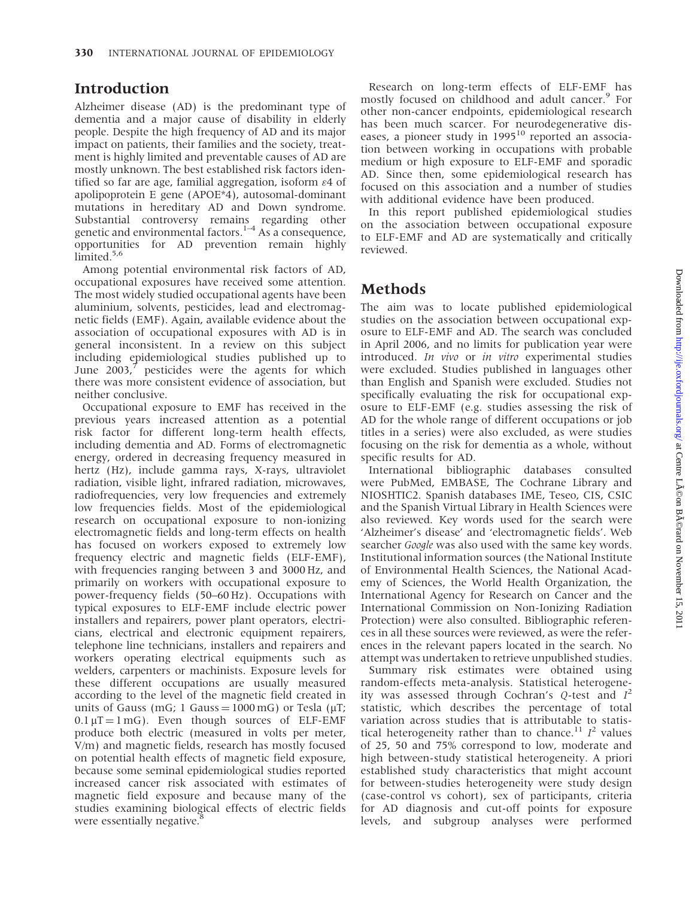## Introduction

Alzheimer disease (AD) is the predominant type of dementia and a major cause of disability in elderly people. Despite the high frequency of AD and its major impact on patients, their families and the society, treatment is highly limited and preventable causes of AD are mostly unknown. The best established risk factors identified so far are age, familial aggregation, isoform $\varepsilon 4$ of apolipoprotein E gene (APOE*4), autosomal-dominant mutations in hereditary AD and Down syndrome. Substantial controversy remains regarding other genetic and environmental factors.[1–4] As a consequence, opportunities for AD prevention remain highly limited.[5,6]

Among potential environmental risk factors of AD, occupational exposures have received some attention. The most widely studied occupational agents have been aluminium, solvents, pesticides, lead and electromagnetic fields (EMF). Again, available evidence about the association of occupational exposures with AD is in general inconsistent. In a review on this subject including epidemiological studies published up to June 2003,[7] pesticides were the agents for which there was more consistent evidence of association, but neither conclusive.

Occupational exposure to EMF has received in the previous years increased attention as a potential risk factor for different long-term health effects, including dementia and AD. Forms of electromagnetic energy, ordered in decreasing frequency measured in hertz (Hz), include gamma rays, X-rays, ultraviolet radiation, visible light, infrared radiation, microwaves, radiofrequencies, very low frequencies and extremely low frequencies fields. Most of the epidemiological research on occupational exposure to non-ionizing electromagnetic fields and long-term effects on health has focused on workers exposed to extremely low frequency electric and magnetic fields (ELF-EMF), with frequencies ranging between 3 and 3000 Hz, and primarily on workers with occupational exposure to power-frequency fields (50–60 Hz). Occupations with typical exposures to ELF-EMF include electric power installers and repairers, power plant operators, electricians, electrical and electronic equipment repairers, telephone line technicians, installers and repairers and workers operating electrical equipments such as welders, carpenters or machinists. Exposure levels for these different occupations are usually measured according to the level of the magnetic field created in units of Gauss (mG; 1 Gauss = 1000 mG) or Tesla ($\mu$T; $0.1\,\mu\text{T} = 1\,\text{mG}$). Even though sources of ELF-EMF produce both electric (measured in volts per meter, V/m) and magnetic fields, research has mostly focused on potential health effects of magnetic field exposure, because some seminal epidemiological studies reported increased cancer risk associated with estimates of magnetic field exposure and because many of the studies examining biological effects of electric fields were essentially negative.[8]

Research on long-term effects of ELF-EMF has mostly focused on childhood and adult cancer.[9] For other non-cancer endpoints, epidemiological research has been much scarcer. For neurodegenerative diseases, a pioneer study in 1995[10] reported an association between working in occupations with probable medium or high exposure to ELF-EMF and sporadic AD. Since then, some epidemiological research has focused on this association and a number of studies with additional evidence have been produced.

In this report published epidemiological studies on the association between occupational exposure to ELF-EMF and AD are systematically and critically reviewed.

## Methods

The aim was to locate published epidemiological studies on the association between occupational exposure to ELF-EMF and AD. The search was concluded in April 2006, and no limits for publication year were introduced. *In vivo* or *in vitro* experimental studies were excluded. Studies published in languages other than English and Spanish were excluded. Studies not specifically evaluating the risk for occupational exposure to ELF-EMF (e.g. studies assessing the risk of AD for the whole range of different occupations or job titles in a series) were also excluded, as were studies focusing on the risk for dementia as a whole, without specific results for AD.

International bibliographic databases consulted were PubMed, EMBASE, The Cochrane Library and NIOSHTIC2. Spanish databases IME, Teseo, CIS, CSIC and the Spanish Virtual Library in Health Sciences were also reviewed. Key words used for the search were 'Alzheimer's disease' and 'electromagnetic fields'. Web searcher *Google* was also used with the same key words. Institutional information sources (the National Institute of Environmental Health Sciences, the National Academy of Sciences, the World Health Organization, the International Agency for Research on Cancer and the International Commission on Non-Ionizing Radiation Protection) were also consulted. Bibliographic references in all these sources were reviewed, as were the references in the relevant papers located in the search. No attempt was undertaken to retrieve unpublished studies.

Summary risk estimates were obtained using random-effects meta-analysis. Statistical heterogeneity was assessed through Cochran's $Q$-test and $I^2$ statistic, which describes the percentage of total variation across studies that is attributable to statistical heterogeneity rather than to chance.[11] $I^2$ values of 25, 50 and 75% correspond to low, moderate and high between-study statistical heterogeneity. A priori established study characteristics that might account for between-studies heterogeneity were study design (case-control vs cohort), sex of participants, criteria for AD diagnosis and cut-off points for exposure levels, and subgroup analyses were performed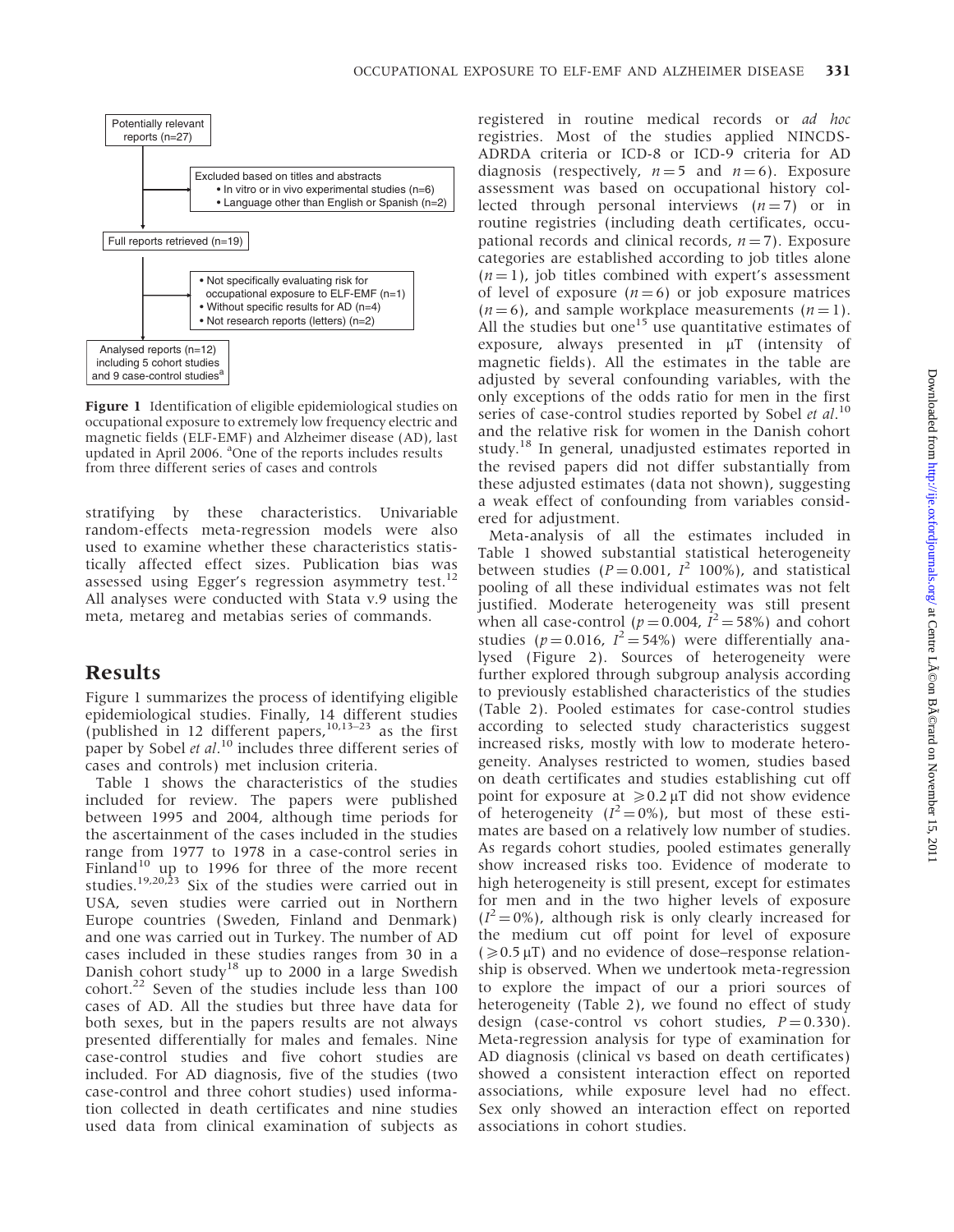Potentially relevant reports (n=27)

Excluded based on titles and abstracts
- In vitro or in vivo experimental studies (n=6)
- Language other than English or Spanish (n=2)

Full reports retrieved (n=19)

- Not specifically evaluating risk for occupational exposure to ELF-EMF (n=1)
- Without specific results for AD (n=4)
- Not research reports (letters) (n=2)

Analysed reports (n=12) including 5 cohort studies and 9 case-control studies[a]

**Figure 1** Identification of eligible epidemiological studies on occupational exposure to extremely low frequency electric and magnetic fields (ELF-EMF) and Alzheimer disease (AD), last updated in April 2006. [a]One of the reports includes results from three different series of cases and controls

stratifying by these characteristics. Univariable random-effects meta-regression models were also used to examine whether these characteristics statistically affected effect sizes. Publication bias was assessed using Egger's regression asymmetry test.[12] All analyses were conducted with Stata v.9 using the meta, metareg and metabias series of commands.

## Results

Figure 1 summarizes the process of identifying eligible epidemiological studies. Finally, 14 different studies (published in 12 different papers,[10,13–23] as the first paper by Sobel *et al*.[10] includes three different series of cases and controls) met inclusion criteria.

Table 1 shows the characteristics of the studies included for review. The papers were published between 1995 and 2004, although time periods for the ascertainment of the cases included in the studies range from 1977 to 1978 in a case-control series in Finland[10] up to 1996 for three of the more recent studies.[19,20,23] Six of the studies were carried out in USA, seven studies were carried out in Northern Europe countries (Sweden, Finland and Denmark) and one was carried out in Turkey. The number of AD cases included in these studies ranges from 30 in a Danish cohort study[18] up to 2000 in a large Swedish cohort.[22] Seven of the studies include less than 100 cases of AD. All the studies but three have data for both sexes, but in the papers results are not always presented differentially for males and females. Nine case-control studies and five cohort studies are included. For AD diagnosis, five of the studies (two case-control and three cohort studies) used information collected in death certificates and nine studies used data from clinical examination of subjects as registered in routine medical records or *ad hoc* registries. Most of the studies applied NINCDS-ADRDA criteria or ICD-8 or ICD-9 criteria for AD diagnosis (respectively, $n=5$ and $n=6$). Exposure assessment was based on occupational history collected through personal interviews ($n=7$) or in routine registries (including death certificates, occupational records and clinical records, $n=7$). Exposure categories are established according to job titles alone ($n=1$), job titles combined with expert's assessment of level of exposure ($n=6$) or job exposure matrices ($n=6$), and sample workplace measurements ($n=1$). All the studies but one[15] use quantitative estimates of exposure, always presented in μT (intensity of magnetic fields). All the estimates in the table are adjusted by several confounding variables, with the only exceptions of the odds ratio for men in the first series of case-control studies reported by Sobel *et al*.[10] and the relative risk for women in the Danish cohort study.[18] In general, unadjusted estimates reported in the revised papers did not differ substantially from these adjusted estimates (data not shown), suggesting a weak effect of confounding from variables considered for adjustment.

Meta-analysis of all the estimates included in Table 1 showed substantial statistical heterogeneity between studies ($P=0.001$, $I^2$ 100%), and statistical pooling of all these individual estimates was not felt justified. Moderate heterogeneity was still present when all case-control ($p=0.004$, $I^2=58\%$) and cohort studies ($p=0.016$, $I^2=54\%$) were differentially analysed (Figure 2). Sources of heterogeneity were further explored through subgroup analysis according to previously established characteristics of the studies (Table 2). Pooled estimates for case-control studies according to selected study characteristics suggest increased risks, mostly with low to moderate heterogeneity. Analyses restricted to women, studies based on death certificates and studies establishing cut off point for exposure at $\geq 0.2$ μT did not show evidence of heterogeneity ($I^2=0\%$), but most of these estimates are based on a relatively low number of studies. As regards cohort studies, pooled estimates generally show increased risks too. Evidence of moderate to high heterogeneity is still present, except for estimates for men and in the two higher levels of exposure ($I^2=0\%$), although risk is only clearly increased for the medium cut off point for level of exposure ($\geq 0.5$ μT) and no evidence of dose–response relationship is observed. When we undertook meta-regression to explore the impact of our a priori sources of heterogeneity (Table 2), we found no effect of study design (case-control vs cohort studies, $P=0.330$). Meta-regression analysis for type of examination for AD diagnosis (clinical vs based on death certificates) showed a consistent interaction effect on reported associations, while exposure level had no effect. Sex only showed an interaction effect on reported associations in cohort studies.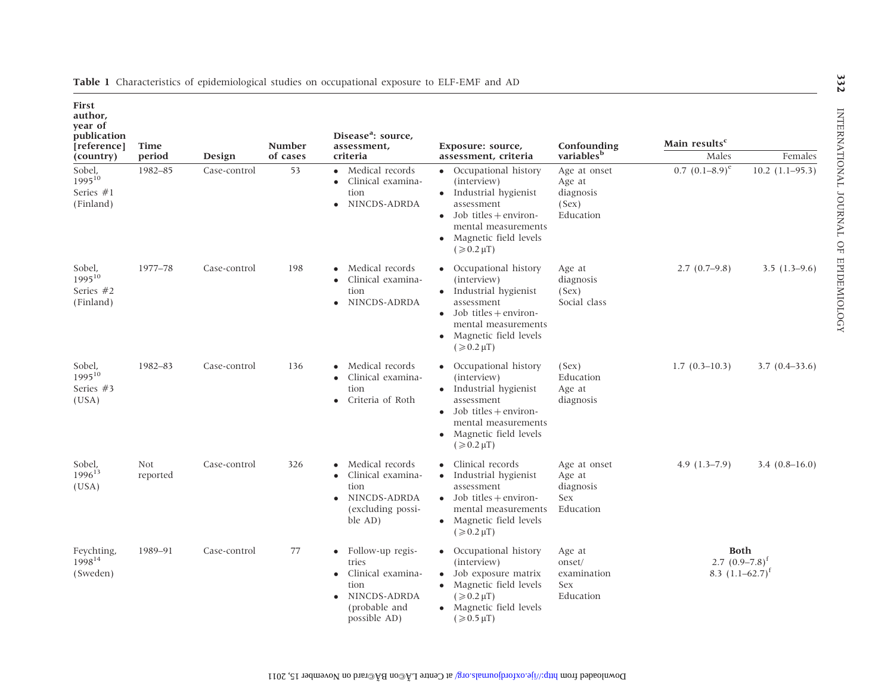**Table 1** Characteristics of epidemiological studies on occupational exposure to ELF-EMF and AD

| First author, year of publication [reference] (country) | Time period | Design | Number of cases | Disease[a]: source, assessment, criteria | Exposure: source, assessment, criteria | Confounding variables[b] | Main results[c] | |
|---|---|---|---|---|---|---|---|---|
| | | | | | | | Males | Females |
| Sobel, 1995[10] Series #1 (Finland) | 1982–85 | Case-control | 53 | • Medical records<br>• Clinical examination<br>• NINCDS-ADRDA | • Occupational history (interview)<br>• Industrial hygienist assessment<br>• Job titles + environmental measurements<br>• Magnetic field levels ($\geqslant 0.2\,\mu T$) | Age at onset<br>Age at diagnosis<br>(Sex)<br>Education | 0.7 (0.1–8.9)[e] | 10.2 (1.1–95.3) |
| Sobel, 1995[10] Series #2 (Finland) | 1977–78 | Case-control | 198 | • Medical records<br>• Clinical examination<br>• NINCDS-ADRDA | • Occupational history (interview)<br>• Industrial hygienist assessment<br>• Job titles + environmental measurements<br>• Magnetic field levels ($\geqslant 0.2\,\mu T$) | Age at diagnosis<br>(Sex)<br>Social class | 2.7 (0.7–9.8) | 3.5 (1.3–9.6) |
| Sobel, 1995[10] Series #3 (USA) | 1982–83 | Case-control | 136 | • Medical records<br>• Clinical examination<br>• Criteria of Roth | • Occupational history (interview)<br>• Industrial hygienist assessment<br>• Job titles + environmental measurements<br>• Magnetic field levels ($\geqslant 0.2\,\mu T$) | (Sex)<br>Education<br>Age at diagnosis | 1.7 (0.3–10.3) | 3.7 (0.4–33.6) |
| Sobel, 1996[13] (USA) | Not reported | Case-control | 326 | • Medical records<br>• Clinical examination<br>• NINCDS-ADRDA (excluding possible AD) | • Clinical records<br>• Industrial hygienist assessment<br>• Job titles + environmental measurements<br>• Magnetic field levels ($\geqslant 0.2\,\mu T$) | Age at onset<br>Age at diagnosis<br>Sex<br>Education | 4.9 (1.3–7.9) | 3.4 (0.8–16.0) |
| Feychting, 1998[14] (Sweden) | 1989–91 | Case-control | 77 | • Follow-up registries<br>• Clinical examination<br>• NINCDS-ADRDA (probable and possible AD) | • Occupational history (interview)<br>• Job exposure matrix<br>• Magnetic field levels ($\geqslant 0.2\,\mu T$)<br>• Magnetic field levels ($\geqslant 0.5\,\mu T$) | Age at onset/ examination<br>Sex<br>Education | **Both**<br>2.7 (0.9–7.8)[f]<br>8.3 (1.1–62.7)[f] | |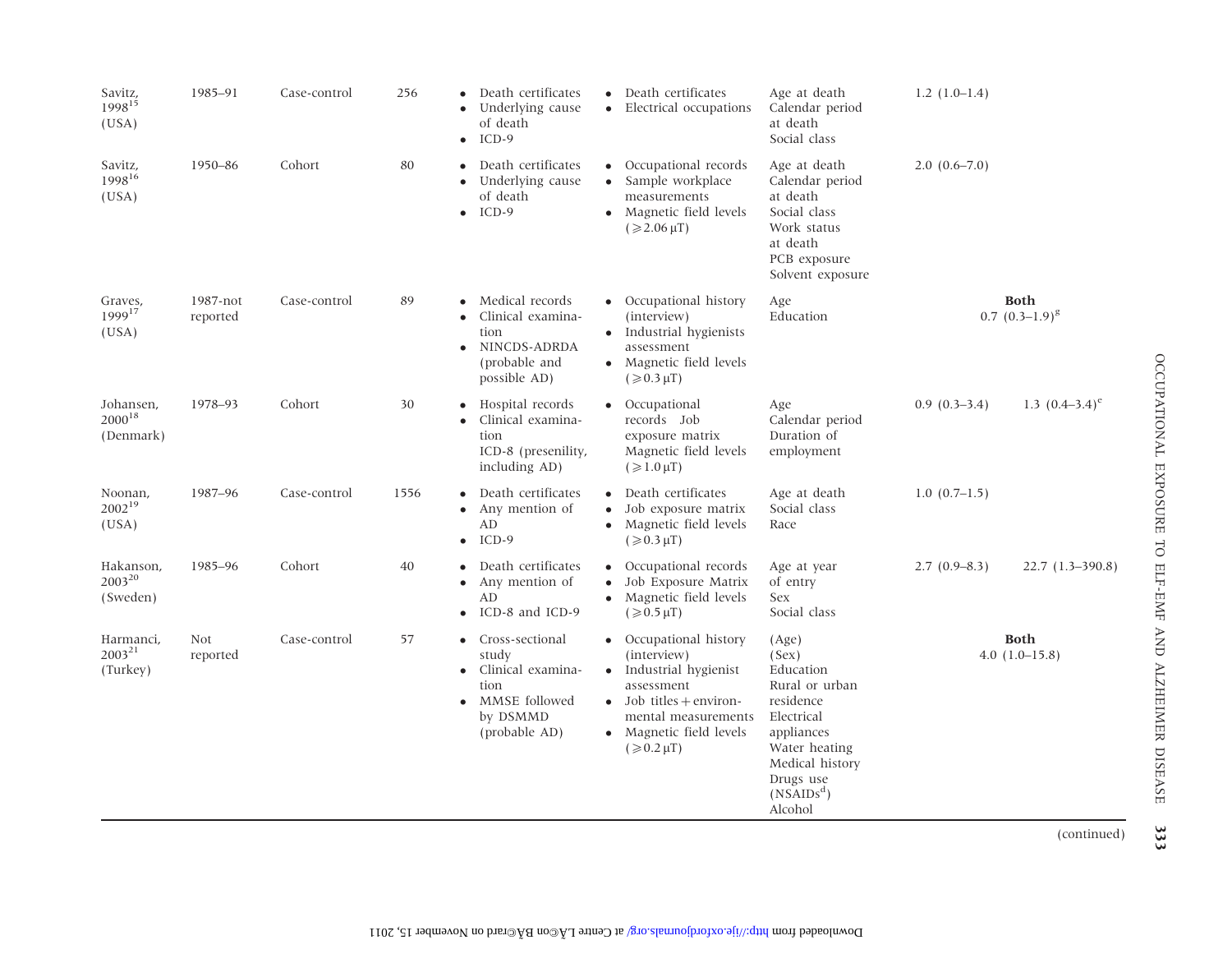| | | | | | | | | |
|---|---|---|---|---|---|---|---|---|
| Savitz, 1998[15] (USA) | 1985–91 | Case-control | 256 | • Death certificates • Underlying cause of death • ICD-9 | • Death certificates • Electrical occupations | Age at death Calendar period at death Social class | 1.2 (1.0–1.4) | |
| Savitz, 1998[16] (USA) | 1950–86 | Cohort | 80 | • Death certificates • Underlying cause of death • ICD-9 | • Occupational records • Sample workplace measurements • Magnetic field levels (⩾2.06 μT) | Age at death Calendar period at death Social class Work status at death PCB exposure Solvent exposure | 2.0 (0.6–7.0) | |
| Graves, 1999[17] (USA) | 1987-not reported | Case-control | 89 | • Medical records • Clinical examination • NINCDS-ADRDA (probable and possible AD) | • Occupational history (interview) • Industrial hygienists assessment • Magnetic field levels (⩾0.3 μT) | Age Education | **Both** 0.7 (0.3–1.9)[g] | |
| Johansen, 2000[18] (Denmark) | 1978–93 | Cohort | 30 | • Hospital records • Clinical examination ICD-8 (presenility, including AD) | • Occupational records Job exposure matrix Magnetic field levels (⩾1.0 μT) | Age Calendar period Duration of employment | 0.9 (0.3–3.4) | 1.3 (0.4–3.4)[c] |
| Noonan, 2002[19] (USA) | 1987–96 | Case-control | 1556 | • Death certificates • Any mention of AD • ICD-9 | • Death certificates • Job exposure matrix • Magnetic field levels (⩾0.3 μT) | Age at death Social class Race | 1.0 (0.7–1.5) | |
| Hakanson, 2003[20] (Sweden) | 1985–96 | Cohort | 40 | • Death certificates • Any mention of AD • ICD-8 and ICD-9 | • Occupational records • Job Exposure Matrix • Magnetic field levels (⩾0.5 μT) | Age at year of entry Sex Social class | 2.7 (0.9–8.3) | 22.7 (1.3–390.8) |
| Harmanci, 2003[21] (Turkey) | Not reported | Case-control | 57 | • Cross-sectional study • Clinical examination • MMSE followed by DSMMD (probable AD) | • Occupational history (interview) • Industrial hygienist assessment • Job titles + environmental measurements • Magnetic field levels (⩾0.2 μT) | (Age) (Sex) Education Rural or urban residence Electrical appliances Water heating Medical history Drugs use (NSAIDs[d]) Alcohol | **Both** 4.0 (1.0–15.8) | |

(continued)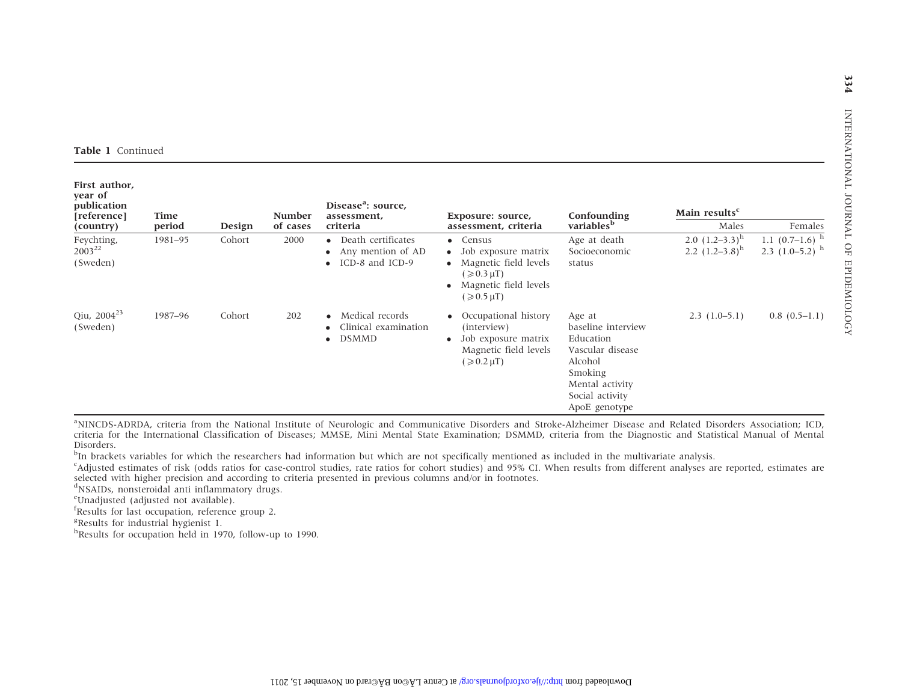**Table 1** Continued

| First author, year of publication [reference] (country) | Time period | Design | Number of cases | Disease[a]: source, assessment, criteria | Exposure: source, assessment, criteria | Confounding variables[b] | Main results[c] | |
|---|---|---|---|---|---|---|---|---|
| | | | | | | | Males | Females |
| Feychting, 2003[22] (Sweden) | 1981–95 | Cohort | 2000 | • Death certificates • Any mention of AD • ICD-8 and ICD-9 | • Census • Job exposure matrix • Magnetic field levels ($\geqslant$0.3 μT) • Magnetic field levels ($\geqslant$0.5 μT) | Age at death Socioeconomic status | 2.0 (1.2–3.3)[h] 2.2 (1.2–3.8)[h] | 1.1 (0.7–1.6)[h] 2.3 (1.0–5.2)[h] |
| Qiu, 2004[23] (Sweden) | 1987–96 | Cohort | 202 | • Medical records • Clinical examination • DSMMD | • Occupational history (interview) • Job exposure matrix Magnetic field levels ($\geqslant$0.2 μT) | Age at baseline interview Education Vascular disease Alcohol Smoking Mental activity Social activity ApoE genotype | 2.3 (1.0–5.1) | 0.8 (0.5–1.1) |

[a]NINCDS-ADRDA, criteria from the National Institute of Neurologic and Communicative Disorders and Stroke-Alzheimer Disease and Related Disorders Association; ICD, criteria for the International Classification of Diseases; MMSE, Mini Mental State Examination; DSMMD, criteria from the Diagnostic and Statistical Manual of Mental Disorders.

[b]In brackets variables for which the researchers had information but which are not specifically mentioned as included in the multivariate analysis.

[c]Adjusted estimates of risk (odds ratios for case-control studies, rate ratios for cohort studies) and 95% CI. When results from different analyses are reported, estimates are selected with higher precision and according to criteria presented in previous columns and/or in footnotes.

[d]NSAIDs, nonsteroidal anti inflammatory drugs.

[e]Unadjusted (adjusted not available).

[f]Results for last occupation, reference group 2.

[g]Results for industrial hygienist 1.

[h]Results for occupation held in 1970, follow-up to 1990.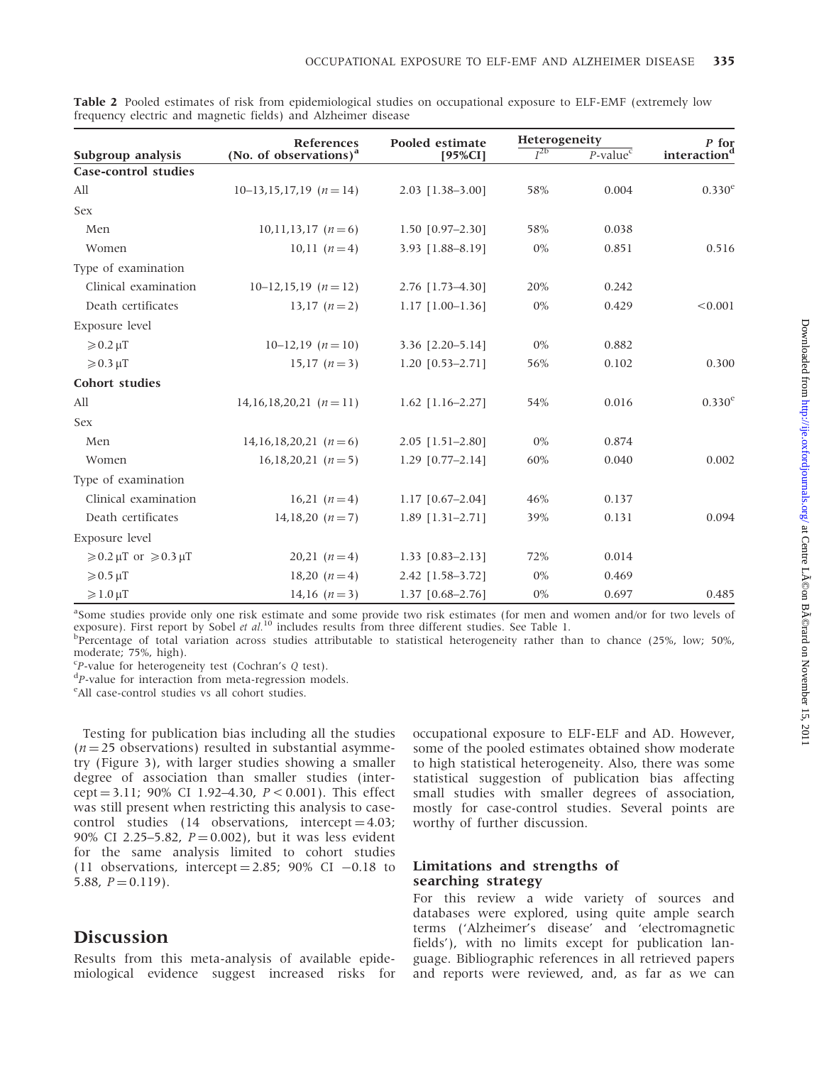**Table 2** Pooled estimates of risk from epidemiological studies on occupational exposure to ELF-EMF (extremely low frequency electric and magnetic fields) and Alzheimer disease

| Subgroup analysis | References (No. of observations)[a] | Pooled estimate [95%CI] | Heterogeneity | | P for interaction[d] |
|---|---|---|---|---|---|
| | | | $I^2$[b] | P-value[c] | |
| **Case-control studies** | | | | | |
| All | 10–13,15,17,19 (n = 14) | 2.03 [1.38–3.00] | 58% | 0.004 | 0.330[e] |
| Sex | | | | | |
| Men | 10,11,13,17 (n = 6) | 1.50 [0.97–2.30] | 58% | 0.038 | |
| Women | 10,11 (n = 4) | 3.93 [1.88–8.19] | 0% | 0.851 | 0.516 |
| Type of examination | | | | | |
| Clinical examination | 10–12,15,19 (n = 12) | 2.76 [1.73–4.30] | 20% | 0.242 | |
| Death certificates | 13,17 (n = 2) | 1.17 [1.00–1.36] | 0% | 0.429 | <0.001 |
| Exposure level | | | | | |
| ⩾0.2 μT | 10–12,19 (n = 10) | 3.36 [2.20–5.14] | 0% | 0.882 | |
| ⩾0.3 μT | 15,17 (n = 3) | 1.20 [0.53–2.71] | 56% | 0.102 | 0.300 |
| **Cohort studies** | | | | | |
| All | 14,16,18,20,21 (n = 11) | 1.62 [1.16–2.27] | 54% | 0.016 | 0.330[e] |
| Sex | | | | | |
| Men | 14,16,18,20,21 (n = 6) | 2.05 [1.51–2.80] | 0% | 0.874 | |
| Women | 16,18,20,21 (n = 5) | 1.29 [0.77–2.14] | 60% | 0.040 | 0.002 |
| Type of examination | | | | | |
| Clinical examination | 16,21 (n = 4) | 1.17 [0.67–2.04] | 46% | 0.137 | |
| Death certificates | 14,18,20 (n = 7) | 1.89 [1.31–2.71] | 39% | 0.131 | 0.094 |
| Exposure level | | | | | |
| ⩾0.2 μT or ⩾0.3 μT | 20,21 (n = 4) | 1.33 [0.83–2.13] | 72% | 0.014 | |
| ⩾0.5 μT | 18,20 (n = 4) | 2.42 [1.58–3.72] | 0% | 0.469 | |
| ⩾1.0 μT | 14,16 (n = 3) | 1.37 [0.68–2.76] | 0% | 0.697 | 0.485 |

[a]Some studies provide only one risk estimate and some provide two risk estimates (for men and women and/or for two levels of exposure). First report by Sobel *et al.*[10] includes results from three different studies. See Table 1.
[b]Percentage of total variation across studies attributable to statistical heterogeneity rather than to chance (25%, low; 50%, moderate; 75%, high).
[c]P-value for heterogeneity test (Cochran's Q test).
[d]P-value for interaction from meta-regression models.
[e]All case-control studies vs all cohort studies.

Testing for publication bias including all the studies ($n = 25$ observations) resulted in substantial asymmetry (Figure 3), with larger studies showing a smaller degree of association than smaller studies (intercept = 3.11; 90% CI 1.92–4.30, $P < 0.001$). This effect was still present when restricting this analysis to case-control studies (14 observations, intercept = 4.03; 90% CI 2.25–5.82, $P = 0.002$), but it was less evident for the same analysis limited to cohort studies (11 observations, intercept = 2.85; 90% CI −0.18 to 5.88, $P = 0.119$).

# Discussion

Results from this meta-analysis of available epidemiological evidence suggest increased risks for occupational exposure to ELF-ELF and AD. However, some of the pooled estimates obtained show moderate to high statistical heterogeneity. Also, there was some statistical suggestion of publication bias affecting small studies with smaller degrees of association, mostly for case-control studies. Several points are worthy of further discussion.

## Limitations and strengths of searching strategy

For this review a wide variety of sources and databases were explored, using quite ample search terms ('Alzheimer's disease' and 'electromagnetic fields'), with no limits except for publication language. Bibliographic references in all retrieved papers and reports were reviewed, and, as far as we can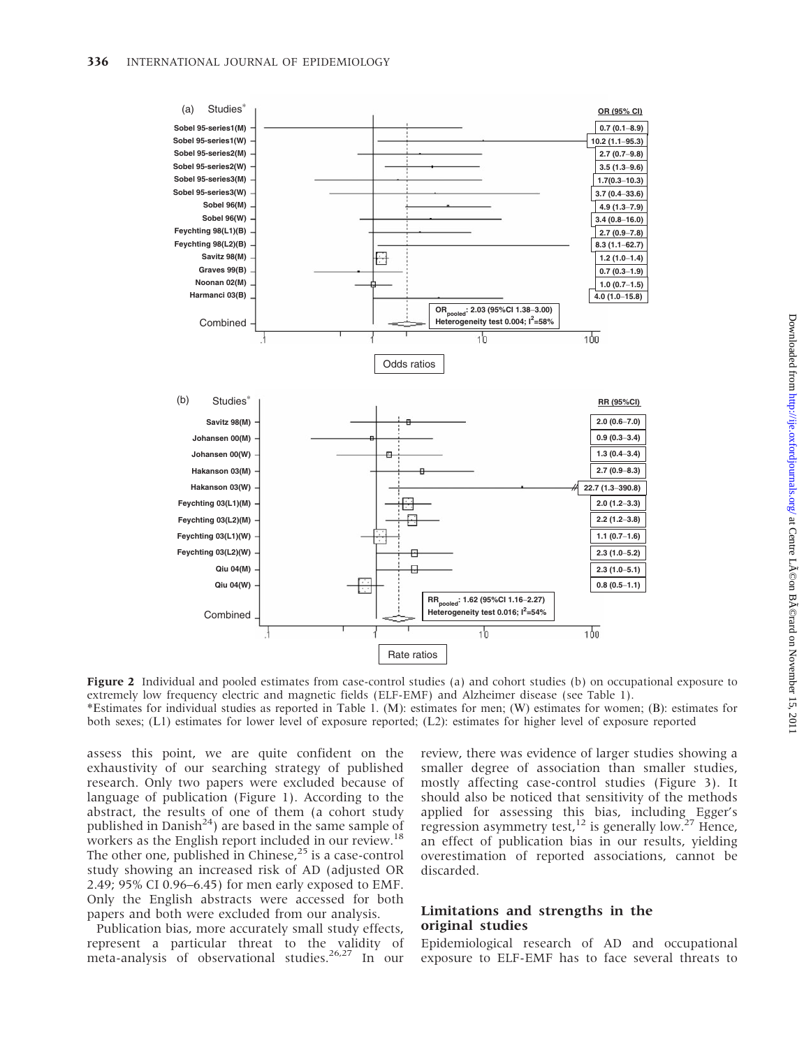**(a)**

| Studies* | OR (95% CI) |
|---|---|
| Sobel 95-series1(M) | 0.7 (0.1–8.9) |
| Sobel 95-series1(W) | 10.2 (1.1–95.3) |
| Sobel 95-series2(M) | 2.7 (0.7–9.8) |
| Sobel 95-series2(W) | 3.5 (1.3–9.6) |
| Sobel 95-series3(M) | 1.7(0.3–10.3) |
| Sobel 95-series3(W) | 3.7 (0.4–33.6) |
| Sobel 96(M) | 4.9 (1.3–7.9) |
| Sobel 96(W) | 3.4 (0.8–16.0) |
| Feychting 98(L1)(B) | 2.7 (0.9–7.8) |
| Feychting 98(L2)(B) | 8.3 (1.1–62.7) |
| Savitz 98(M) | 1.2 (1.0–1.4) |
| Graves 99(B) | 0.7 (0.3–1.9) |
| Noonan 02(M) | 1.0 (0.7–1.5) |
| Harmanci 03(B) | 4.0 (1.0–15.8) |
| Combined | $OR_{pooled}$: 2.03 (95%CI 1.38–3.00); Heterogeneity test 0.004; $I^2$=58% |

Odds ratios

**(b)**

| Studies* | RR (95%CI) |
|---|---|
| Savitz 98(M) | 2.0 (0.6–7.0) |
| Johansen 00(M) | 0.9 (0.3–3.4) |
| Johansen 00(W) | 1.3 (0.4–3.4) |
| Hakanson 03(M) | 2.7 (0.9–8.3) |
| Hakanson 03(W) | 22.7 (1.3–390.8) |
| Feychting 03(L1)(M) | 2.0 (1.2–3.3) |
| Feychting 03(L2)(M) | 2.2 (1.2–3.8) |
| Feychting 03(L1)(W) | 1.1 (0.7–1.6) |
| Feychting 03(L2)(W) | 2.3 (1.0–5.2) |
| Qiu 04(M) | 2.3 (1.0–5.1) |
| Qiu 04(W) | 0.8 (0.5–1.1) |
| Combined | $RR_{pooled}$: 1.62 (95%CI 1.16–2.27); Heterogeneity test 0.016; $I^2$=54% |

Rate ratios

**Figure 2** Individual and pooled estimates from case-control studies (a) and cohort studies (b) on occupational exposure to extremely low frequency electric and magnetic fields (ELF-EMF) and Alzheimer disease (see Table 1).
*Estimates for individual studies as reported in Table 1. (M): estimates for men; (W) estimates for women; (B): estimates for both sexes; (L1) estimates for lower level of exposure reported; (L2): estimates for higher level of exposure reported

assess this point, we are quite confident on the exhaustivity of our searching strategy of published research. Only two papers were excluded because of language of publication (Figure 1). According to the abstract, the results of one of them (a cohort study published in Danish[24]) are based in the same sample of workers as the English report included in our review.[18] The other one, published in Chinese,[25] is a case-control study showing an increased risk of AD (adjusted OR 2.49; 95% CI 0.96–6.45) for men early exposed to EMF. Only the English abstracts were accessed for both papers and both were excluded from our analysis.

Publication bias, more accurately small study effects, represent a particular threat to the validity of meta-analysis of observational studies.[26,27] In our review, there was evidence of larger studies showing a smaller degree of association than smaller studies, mostly affecting case-control studies (Figure 3). It should also be noticed that sensitivity of the methods applied for assessing this bias, including Egger's regression asymmetry test,[12] is generally low.[27] Hence, an effect of publication bias in our results, yielding overestimation of reported associations, cannot be discarded.

## Limitations and strengths in the original studies

Epidemiological research of AD and occupational exposure to ELF-EMF has to face several threats to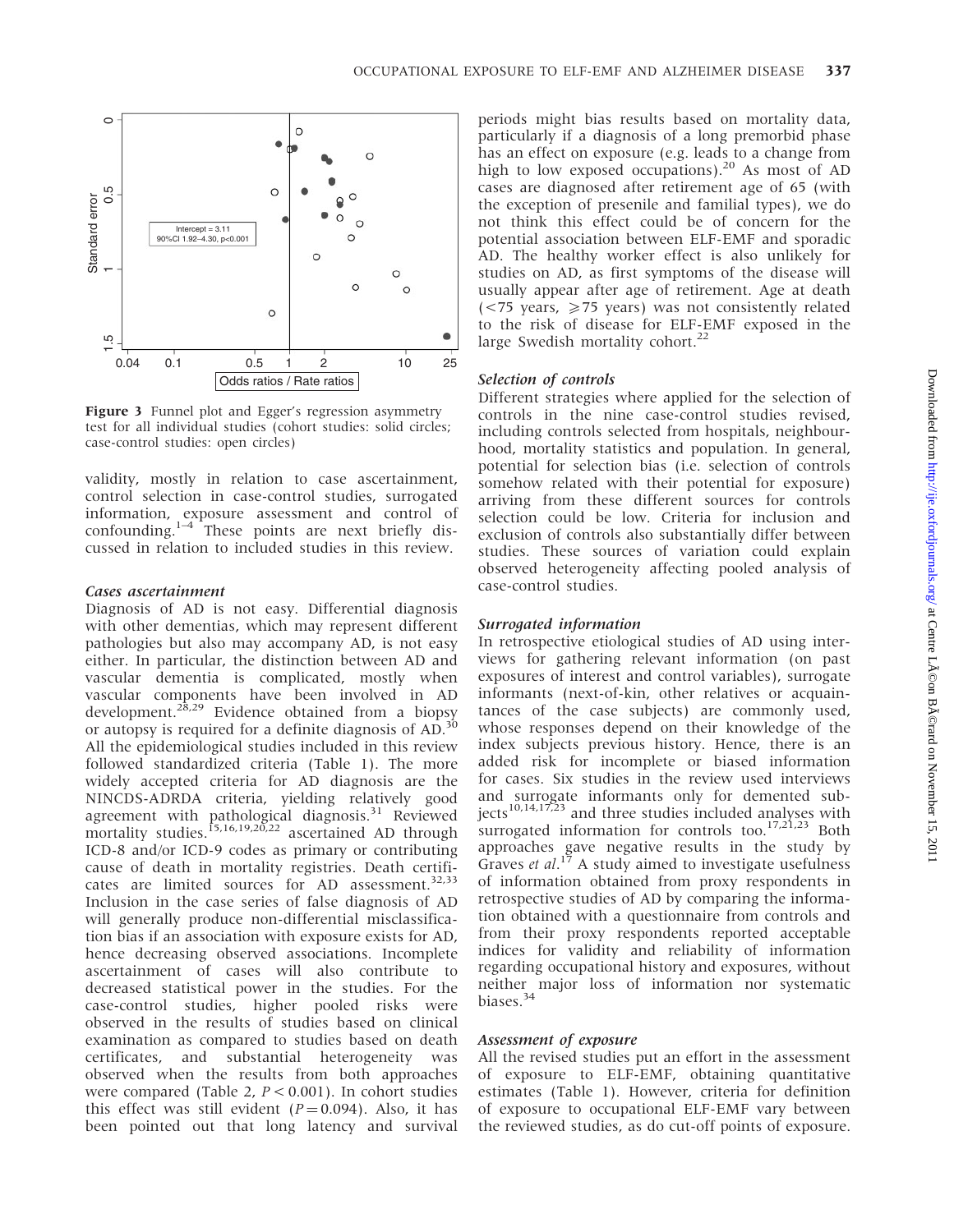**Figure 3** Funnel plot and Egger's regression asymmetry test for all individual studies (cohort studies: solid circles; case-control studies: open circles)

validity, mostly in relation to case ascertainment, control selection in case-control studies, surrogated information, exposure assessment and control of confounding.[1–4] These points are next briefly discussed in relation to included studies in this review.

### *Cases ascertainment*

Diagnosis of AD is not easy. Differential diagnosis with other dementias, which may represent different pathologies but also may accompany AD, is not easy either. In particular, the distinction between AD and vascular dementia is complicated, mostly when vascular components have been involved in AD development.[28,29] Evidence obtained from a biopsy or autopsy is required for a definite diagnosis of AD.[30] All the epidemiological studies included in this review followed standardized criteria (Table 1). The more widely accepted criteria for AD diagnosis are the NINCDS-ADRDA criteria, yielding relatively good agreement with pathological diagnosis.[31] Reviewed mortality studies.[15,16,19,20,22] ascertained AD through ICD-8 and/or ICD-9 codes as primary or contributing cause of death in mortality registries. Death certificates are limited sources for AD assessment.[32,33] Inclusion in the case series of false diagnosis of AD will generally produce non-differential misclassification bias if an association with exposure exists for AD, hence decreasing observed associations. Incomplete ascertainment of cases will also contribute to decreased statistical power in the studies. For the case-control studies, higher pooled risks were observed in the results of studies based on clinical examination as compared to studies based on death certificates, and substantial heterogeneity was observed when the results from both approaches were compared (Table 2, $P < 0.001$). In cohort studies this effect was still evident ($P = 0.094$). Also, it has been pointed out that long latency and survival periods might bias results based on mortality data, particularly if a diagnosis of a long premorbid phase has an effect on exposure (e.g. leads to a change from high to low exposed occupations).[20] As most of AD cases are diagnosed after retirement age of 65 (with the exception of presenile and familial types), we do not think this effect could be of concern for the potential association between ELF-EMF and sporadic AD. The healthy worker effect is also unlikely for studies on AD, as first symptoms of the disease will usually appear after age of retirement. Age at death (<75 years, ⩾75 years) was not consistently related to the risk of disease for ELF-EMF exposed in the large Swedish mortality cohort.[22]

### *Selection of controls*

Different strategies where applied for the selection of controls in the nine case-control studies revised, including controls selected from hospitals, neighbourhood, mortality statistics and population. In general, potential for selection bias (i.e. selection of controls somehow related with their potential for exposure) arriving from these different sources for controls selection could be low. Criteria for inclusion and exclusion of controls also substantially differ between studies. These sources of variation could explain observed heterogeneity affecting pooled analysis of case-control studies.

### *Surrogated information*

In retrospective etiological studies of AD using interviews for gathering relevant information (on past exposures of interest and control variables), surrogate informants (next-of-kin, other relatives or acquaintances of the case subjects) are commonly used, whose responses depend on their knowledge of the index subjects previous history. Hence, there is an added risk for incomplete or biased information for cases. Six studies in the review used interviews and surrogate informants only for demented subjects[10,14,17,23] and three studies included analyses with surrogated information for controls too.[17,21,23] Both approaches gave negative results in the study by Graves *et al.*[17] A study aimed to investigate usefulness of information obtained from proxy respondents in retrospective studies of AD by comparing the information obtained with a questionnaire from controls and from their proxy respondents reported acceptable indices for validity and reliability of information regarding occupational history and exposures, without neither major loss of information nor systematic biases.[34]

### *Assessment of exposure*

All the revised studies put an effort in the assessment of exposure to ELF-EMF, obtaining quantitative estimates (Table 1). However, criteria for definition of exposure to occupational ELF-EMF vary between the reviewed studies, as do cut-off points of exposure.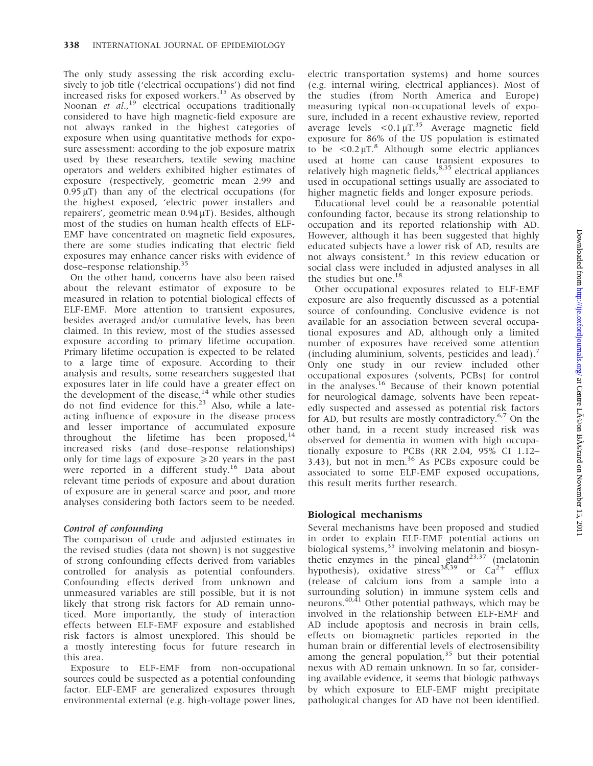The only study assessing the risk according exclusively to job title ('electrical occupations') did not find increased risks for exposed workers.[15] As observed by Noonan *et al.*,[19] electrical occupations traditionally considered to have high magnetic-field exposure are not always ranked in the highest categories of exposure when using quantitative methods for exposure assessment: according to the job exposure matrix used by these researchers, textile sewing machine operators and welders exhibited higher estimates of exposure (respectively, geometric mean 2.99 and 0.95 μT) than any of the electrical occupations (for the highest exposed, 'electric power installers and repairers', geometric mean 0.94 μT). Besides, although most of the studies on human health effects of ELF-EMF have concentrated on magnetic field exposures, there are some studies indicating that electric field exposures may enhance cancer risks with evidence of dose–response relationship.[35]

On the other hand, concerns have also been raised about the relevant estimator of exposure to be measured in relation to potential biological effects of ELF-EMF. More attention to transient exposures, besides averaged and/or cumulative levels, has been claimed. In this review, most of the studies assessed exposure according to primary lifetime occupation. Primary lifetime occupation is expected to be related to a large time of exposure. According to their analysis and results, some researchers suggested that exposures later in life could have a greater effect on the development of the disease,[14] while other studies do not find evidence for this.[23] Also, while a late-acting influence of exposure in the disease process and lesser importance of accumulated exposure throughout the lifetime has been proposed,[14] increased risks (and dose–response relationships) only for time lags of exposure $\geqslant$20 years in the past were reported in a different study.[16] Data about relevant time periods of exposure and about duration of exposure are in general scarce and poor, and more analyses considering both factors seem to be needed.

### *Control of confounding*

The comparison of crude and adjusted estimates in the revised studies (data not shown) is not suggestive of strong confounding effects derived from variables controlled for analysis as potential confounders. Confounding effects derived from unknown and unmeasured variables are still possible, but it is not likely that strong risk factors for AD remain unnoticed. More importantly, the study of interaction effects between ELF-EMF exposure and established risk factors is almost unexplored. This should be a mostly interesting focus for future research in this area.

Exposure to ELF-EMF from non-occupational sources could be suspected as a potential confounding factor. ELF-EMF are generalized exposures through environmental external (e.g. high-voltage power lines, electric transportation systems) and home sources (e.g. internal wiring, electrical appliances). Most of the studies (from North America and Europe) measuring typical non-occupational levels of exposure, included in a recent exhaustive review, reported average levels <0.1 μT.[35] Average magnetic field exposure for 86% of the US population is estimated to be <0.2 μT.[8] Although some electric appliances used at home can cause transient exposures to relatively high magnetic fields,[8,35] electrical appliances used in occupational settings usually are associated to higher magnetic fields and longer exposure periods.

Educational level could be a reasonable potential confounding factor, because its strong relationship to occupation and its reported relationship with AD. However, although it has been suggested that highly educated subjects have a lower risk of AD, results are not always consistent.[3] In this review education or social class were included in adjusted analyses in all the studies but one.[18]

Other occupational exposures related to ELF-EMF exposure are also frequently discussed as a potential source of confounding. Conclusive evidence is not available for an association between several occupational exposures and AD, although only a limited number of exposures have received some attention (including aluminium, solvents, pesticides and lead).[7] Only one study in our review included other occupational exposures (solvents, PCBs) for control in the analyses.[16] Because of their known potential for neurological damage, solvents have been repeatedly suspected and assessed as potential risk factors for AD, but results are mostly contradictory.[6,7] On the other hand, in a recent study increased risk was observed for dementia in women with high occupationally exposure to PCBs (RR 2.04, 95% CI 1.12–3.43), but not in men.[36] As PCBs exposure could be associated to some ELF-EMF exposed occupations, this result merits further research.

## Biological mechanisms

Several mechanisms have been proposed and studied in order to explain ELF-EMF potential actions on biological systems,[35] involving melatonin and biosynthetic enzymes in the pineal gland[23,37] (melatonin hypothesis), oxidative stress[38,39] or $Ca^{2+}$ efflux (release of calcium ions from a sample into a surrounding solution) in immune system cells and neurons.[40,41] Other potential pathways, which may be involved in the relationship between ELF-EMF and AD include apoptosis and necrosis in brain cells, effects on biomagnetic particles reported in the human brain or differential levels of electrosensibility among the general population,[35] but their potential nexus with AD remain unknown. In so far, considering available evidence, it seems that biologic pathways by which exposure to ELF-EMF might precipitate pathological changes for AD have not been identified.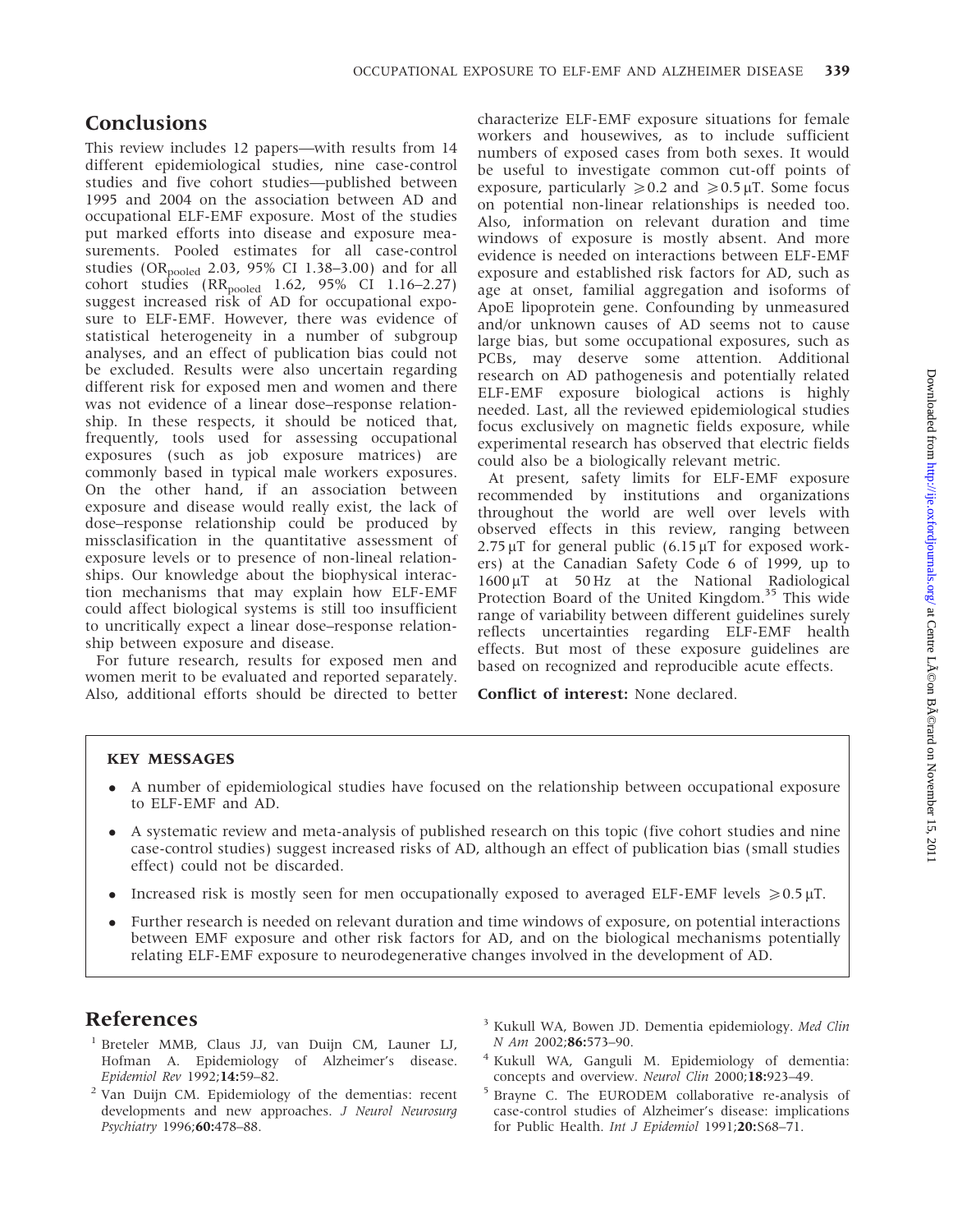## Conclusions

This review includes 12 papers—with results from 14 different epidemiological studies, nine case-control studies and five cohort studies—published between 1995 and 2004 on the association between AD and occupational ELF-EMF exposure. Most of the studies put marked efforts into disease and exposure measurements. Pooled estimates for all case-control studies ($OR_{pooled}$ 2.03, 95% CI 1.38–3.00) and for all cohort studies ($RR_{pooled}$ 1.62, 95% CI 1.16–2.27) suggest increased risk of AD for occupational exposure to ELF-EMF. However, there was evidence of statistical heterogeneity in a number of subgroup analyses, and an effect of publication bias could not be excluded. Results were also uncertain regarding different risk for exposed men and women and there was not evidence of a linear dose–response relationship. In these respects, it should be noticed that, frequently, tools used for assessing occupational exposures (such as job exposure matrices) are commonly based in typical male workers exposures. On the other hand, if an association between exposure and disease would really exist, the lack of dose–response relationship could be produced by missclasification in the quantitative assessment of exposure levels or to presence of non-lineal relationships. Our knowledge about the biophysical interaction mechanisms that may explain how ELF-EMF could affect biological systems is still too insufficient to uncritically expect a linear dose–response relationship between exposure and disease.

For future research, results for exposed men and women merit to be evaluated and reported separately. Also, additional efforts should be directed to better characterize ELF-EMF exposure situations for female workers and housewives, as to include sufficient numbers of exposed cases from both sexes. It would be useful to investigate common cut-off points of exposure, particularly $\geqslant 0.2$ and $\geqslant 0.5\ \mu T$. Some focus on potential non-linear relationships is needed too. Also, information on relevant duration and time windows of exposure is mostly absent. And more evidence is needed on interactions between ELF-EMF exposure and established risk factors for AD, such as age at onset, familial aggregation and isoforms of ApoE lipoprotein gene. Confounding by unmeasured and/or unknown causes of AD seems not to cause large bias, but some occupational exposures, such as PCBs, may deserve some attention. Additional research on AD pathogenesis and potentially related ELF-EMF exposure biological actions is highly needed. Last, all the reviewed epidemiological studies focus exclusively on magnetic fields exposure, while experimental research has observed that electric fields could also be a biologically relevant metric.

At present, safety limits for ELF-EMF exposure recommended by institutions and organizations throughout the world are well over levels with observed effects in this review, ranging between $2.75\ \mu T$ for general public ($6.15\ \mu T$ for exposed workers) at the Canadian Safety Code 6 of 1999, up to $1600\ \mu T$ at 50 Hz at the National Radiological Protection Board of the United Kingdom.[35] This wide range of variability between different guidelines surely reflects uncertainties regarding ELF-EMF health effects. But most of these exposure guidelines are based on recognized and reproducible acute effects.

**Conflict of interest:** None declared.

**KEY MESSAGES**

- A number of epidemiological studies have focused on the relationship between occupational exposure to ELF-EMF and AD.
- A systematic review and meta-analysis of published research on this topic (five cohort studies and nine case-control studies) suggest increased risks of AD, although an effect of publication bias (small studies effect) could not be discarded.
- Increased risk is mostly seen for men occupationally exposed to averaged ELF-EMF levels $\geqslant 0.5\ \mu T$.
- Further research is needed on relevant duration and time windows of exposure, on potential interactions between EMF exposure and other risk factors for AD, and on the biological mechanisms potentially relating ELF-EMF exposure to neurodegenerative changes involved in the development of AD.

## References

1. Breteler MMB, Claus JJ, van Duijn CM, Launer LJ, Hofman A. Epidemiology of Alzheimer's disease. *Epidemiol Rev* 1992;**14:**59–82.
2. Van Duijn CM. Epidemiology of the dementias: recent developments and new approaches. *J Neurol Neurosurg Psychiatry* 1996;**60:**478–88.
3. Kukull WA, Bowen JD. Dementia epidemiology. *Med Clin N Am* 2002;**86:**573–90.
4. Kukull WA, Ganguli M. Epidemiology of dementia: concepts and overview. *Neurol Clin* 2000;**18:**923–49.
5. Brayne C. The EURODEM collaborative re-analysis of case-control studies of Alzheimer's disease: implications for Public Health. *Int J Epidemiol* 1991;**20:**S68–71.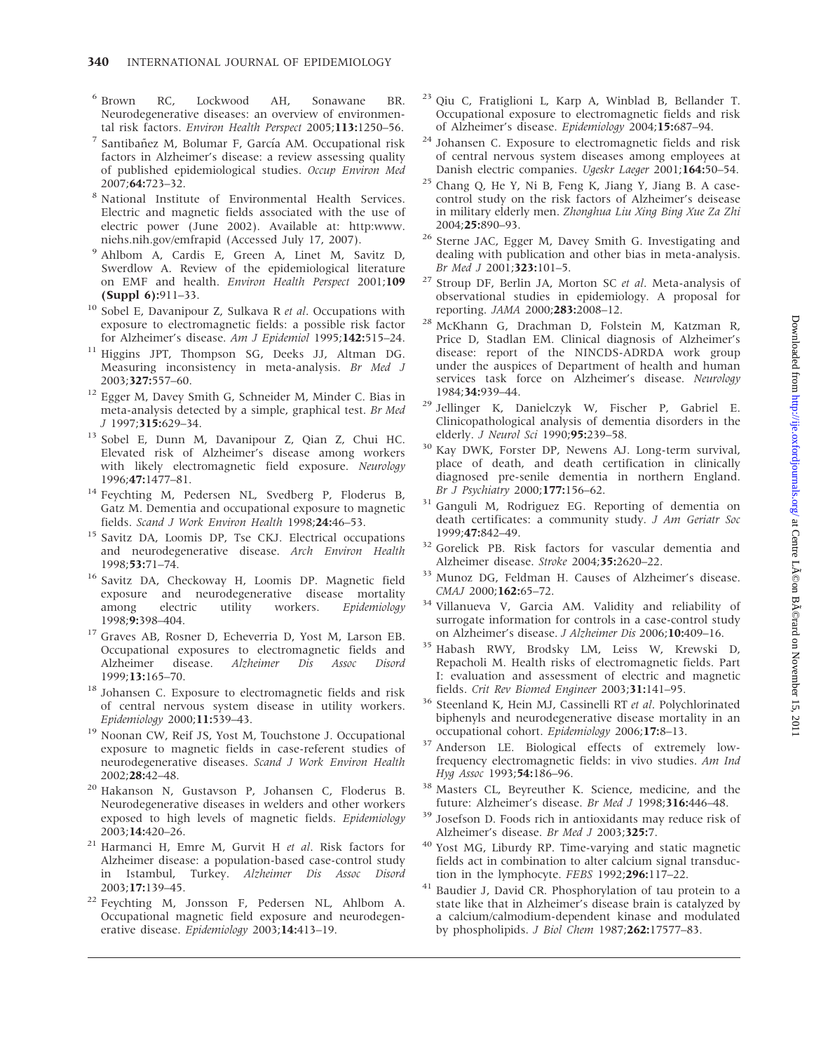6. Brown RC, Lockwood AH, Sonawane BR. Neurodegenerative diseases: an overview of environmental risk factors. *Environ Health Perspect* 2005;**113:**1250–56.
7. Santibañez M, Bolumar F, García AM. Occupational risk factors in Alzheimer's disease: a review assessing quality of published epidemiological studies. *Occup Environ Med* 2007;**64:**723–32.
8. National Institute of Environmental Health Services. Electric and magnetic fields associated with the use of electric power (June 2002). Available at: http:www.niehs.nih.gov/emfrapid (Accessed July 17, 2007).
9. Ahlbom A, Cardis E, Green A, Linet M, Savitz D, Swerdlow A. Review of the epidemiological literature on EMF and health. *Environ Health Perspect* 2001;**109 (Suppl 6):**911–33.
10. Sobel E, Davanipour Z, Sulkava R *et al*. Occupations with exposure to electromagnetic fields: a possible risk factor for Alzheimer's disease. *Am J Epidemiol* 1995;**142:**515–24.
11. Higgins JPT, Thompson SG, Deeks JJ, Altman DG. Measuring inconsistency in meta-analysis. *Br Med J* 2003;**327:**557–60.
12. Egger M, Davey Smith G, Schneider M, Minder C. Bias in meta-analysis detected by a simple, graphical test. *Br Med J* 1997;**315:**629–34.
13. Sobel E, Dunn M, Davanipour Z, Qian Z, Chui HC. Elevated risk of Alzheimer's disease among workers with likely electromagnetic field exposure. *Neurology* 1996;**47:**1477–81.
14. Feychting M, Pedersen NL, Svedberg P, Floderus B, Gatz M. Dementia and occupational exposure to magnetic fields. *Scand J Work Environ Health* 1998;**24:**46–53.
15. Savitz DA, Loomis DP, Tse CKJ. Electrical occupations and neurodegenerative disease. *Arch Environ Health* 1998;**53:**71–74.
16. Savitz DA, Checkoway H, Loomis DP. Magnetic field exposure and neurodegenerative disease mortality among electric utility workers. *Epidemiology* 1998;**9:**398–404.
17. Graves AB, Rosner D, Echeverria D, Yost M, Larson EB. Occupational exposures to electromagnetic fields and Alzheimer disease. *Alzheimer Dis Assoc Disord* 1999;**13:**165–70.
18. Johansen C. Exposure to electromagnetic fields and risk of central nervous system disease in utility workers. *Epidemiology* 2000;**11:**539–43.
19. Noonan CW, Reif JS, Yost M, Touchstone J. Occupational exposure to magnetic fields in case-referent studies of neurodegenerative diseases. *Scand J Work Environ Health* 2002;**28:**42–48.
20. Hakanson N, Gustavson P, Johansen C, Floderus B. Neurodegenerative diseases in welders and other workers exposed to high levels of magnetic fields. *Epidemiology* 2003;**14:**420–26.
21. Harmanci H, Emre M, Gurvit H *et al*. Risk factors for Alzheimer disease: a population-based case-control study in Istambul, Turkey. *Alzheimer Dis Assoc Disord* 2003;**17:**139–45.
22. Feychting M, Jonsson F, Pedersen NL, Ahlbom A. Occupational magnetic field exposure and neurodegenerative disease. *Epidemiology* 2003;**14:**413–19.
23. Qiu C, Fratiglioni L, Karp A, Winblad B, Bellander T. Occupational exposure to electromagnetic fields and risk of Alzheimer's disease. *Epidemiology* 2004;**15:**687–94.
24. Johansen C. Exposure to electromagnetic fields and risk of central nervous system diseases among employees at Danish electric companies. *Ugeskr Laeger* 2001;**164:**50–54.
25. Chang Q, He Y, Ni B, Feng K, Jiang Y, Jiang B. A case-control study on the risk factors of Alzheimer's deisease in military elderly men. *Zhonghua Liu Xing Bing Xue Za Zhi* 2004;**25:**890–93.
26. Sterne JAC, Egger M, Davey Smith G. Investigating and dealing with publication and other bias in meta-analysis. *Br Med J* 2001;**323:**101–5.
27. Stroup DF, Berlin JA, Morton SC *et al*. Meta-analysis of observational studies in epidemiology. A proposal for reporting. *JAMA* 2000;**283:**2008–12.
28. McKhann G, Drachman D, Folstein M, Katzman R, Price D, Stadlan EM. Clinical diagnosis of Alzheimer's disease: report of the NINCDS-ADRDA work group under the auspices of Department of health and human services task force on Alzheimer's disease. *Neurology* 1984;**34:**939–44.
29. Jellinger K, Danielczyk W, Fischer P, Gabriel E. Clinicopathological analysis of dementia disorders in the elderly. *J Neurol Sci* 1990;**95:**239–58.
30. Kay DWK, Forster DP, Newens AJ. Long-term survival, place of death, and death certification in clinically diagnosed pre-senile dementia in northern England. *Br J Psychiatry* 2000;**177:**156–62.
31. Ganguli M, Rodriguez EG. Reporting of dementia on death certificates: a community study. *J Am Geriatr Soc* 1999;**47:**842–49.
32. Gorelick PB. Risk factors for vascular dementia and Alzheimer disease. *Stroke* 2004;**35:**2620–22.
33. Munoz DG, Feldman H. Causes of Alzheimer's disease. *CMAJ* 2000;**162:**65–72.
34. Villanueva V, Garcia AM. Validity and reliability of surrogate information for controls in a case-control study on Alzheimer's disease. *J Alzheimer Dis* 2006;**10:**409–16.
35. Habash RWY, Brodsky LM, Leiss W, Krewski D, Repacholi M. Health risks of electromagnetic fields. Part I: evaluation and assessment of electric and magnetic fields. *Crit Rev Biomed Engineer* 2003;**31:**141–95.
36. Steenland K, Hein MJ, Cassinelli RT *et al*. Polychlorinated biphenyls and neurodegenerative disease mortality in an occupational cohort. *Epidemiology* 2006;**17:**8–13.
37. Anderson LE. Biological effects of extremely low-frequency electromagnetic fields: in vivo studies. *Am Ind Hyg Assoc* 1993;**54:**186–96.
38. Masters CL, Beyreuther K. Science, medicine, and the future: Alzheimer's disease. *Br Med J* 1998;**316:**446–48.
39. Josefson D. Foods rich in antioxidants may reduce risk of Alzheimer's disease. *Br Med J* 2003;**325:**7.
40. Yost MG, Liburdy RP. Time-varying and static magnetic fields act in combination to alter calcium signal transduction in the lymphocyte. *FEBS* 1992;**296:**117–22.
41. Baudier J, David CR. Phosphorylation of tau protein to a state like that in Alzheimer's disease brain is catalyzed by a calcium/calmodium-dependent kinase and modulated by phospholipids. *J Biol Chem* 1987;**262:**17577–83.